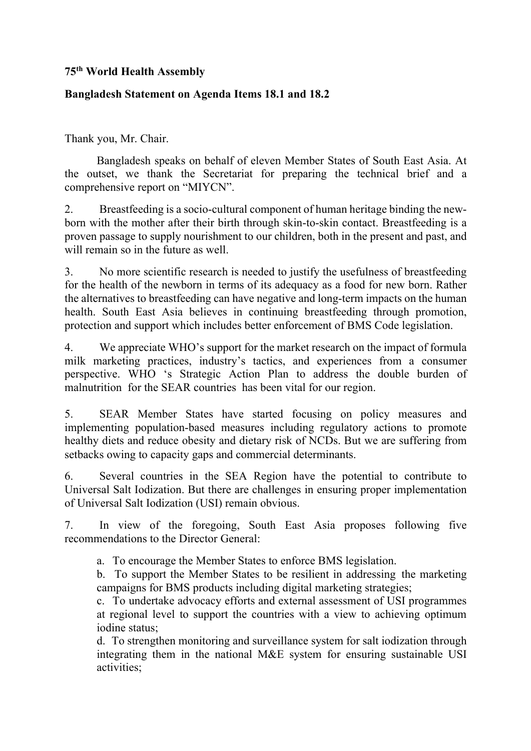**75th World Health Assembly**

**Bangladesh Statement on Agenda Items 18.1 and 18.2**

Thank you, Mr. Chair.

Bangladesh speaks on behalf of eleven Member States of South East Asia. At the outset, we thank the Secretariat for preparing the technical brief and a comprehensive report on "MIYCN".

2. Breastfeeding is a socio-cultural component of human heritage binding the new-born with the mother after their birth through skin-to-skin contact. Breastfeeding is a proven passage to supply nourishment to our children, both in the present and past, and will remain so in the future as well.

3. No more scientific research is needed to justify the usefulness of breastfeeding for the health of the newborn in terms of its adequacy as a food for new born. Rather the alternatives to breastfeeding can have negative and long-term impacts on the human health. South East Asia believes in continuing breastfeeding through promotion, protection and support which includes better enforcement of BMS Code legislation.

4. We appreciate WHO's support for the market research on the impact of formula milk marketing practices, industry's tactics, and experiences from a consumer perspective. WHO 's Strategic Action Plan to address the double burden of malnutrition for the SEAR countries has been vital for our region.

5. SEAR Member States have started focusing on policy measures and implementing population-based measures including regulatory actions to promote healthy diets and reduce obesity and dietary risk of NCDs. But we are suffering from setbacks owing to capacity gaps and commercial determinants.

6. Several countries in the SEA Region have the potential to contribute to Universal Salt Iodization. But there are challenges in ensuring proper implementation of Universal Salt Iodization (USI) remain obvious.

7. In view of the foregoing, South East Asia proposes following five recommendations to the Director General:

a. To encourage the Member States to enforce BMS legislation.

b. To support the Member States to be resilient in addressing the marketing campaigns for BMS products including digital marketing strategies;

c. To undertake advocacy efforts and external assessment of USI programmes at regional level to support the countries with a view to achieving optimum iodine status;

d. To strengthen monitoring and surveillance system for salt iodization through integrating them in the national M&E system for ensuring sustainable USI activities;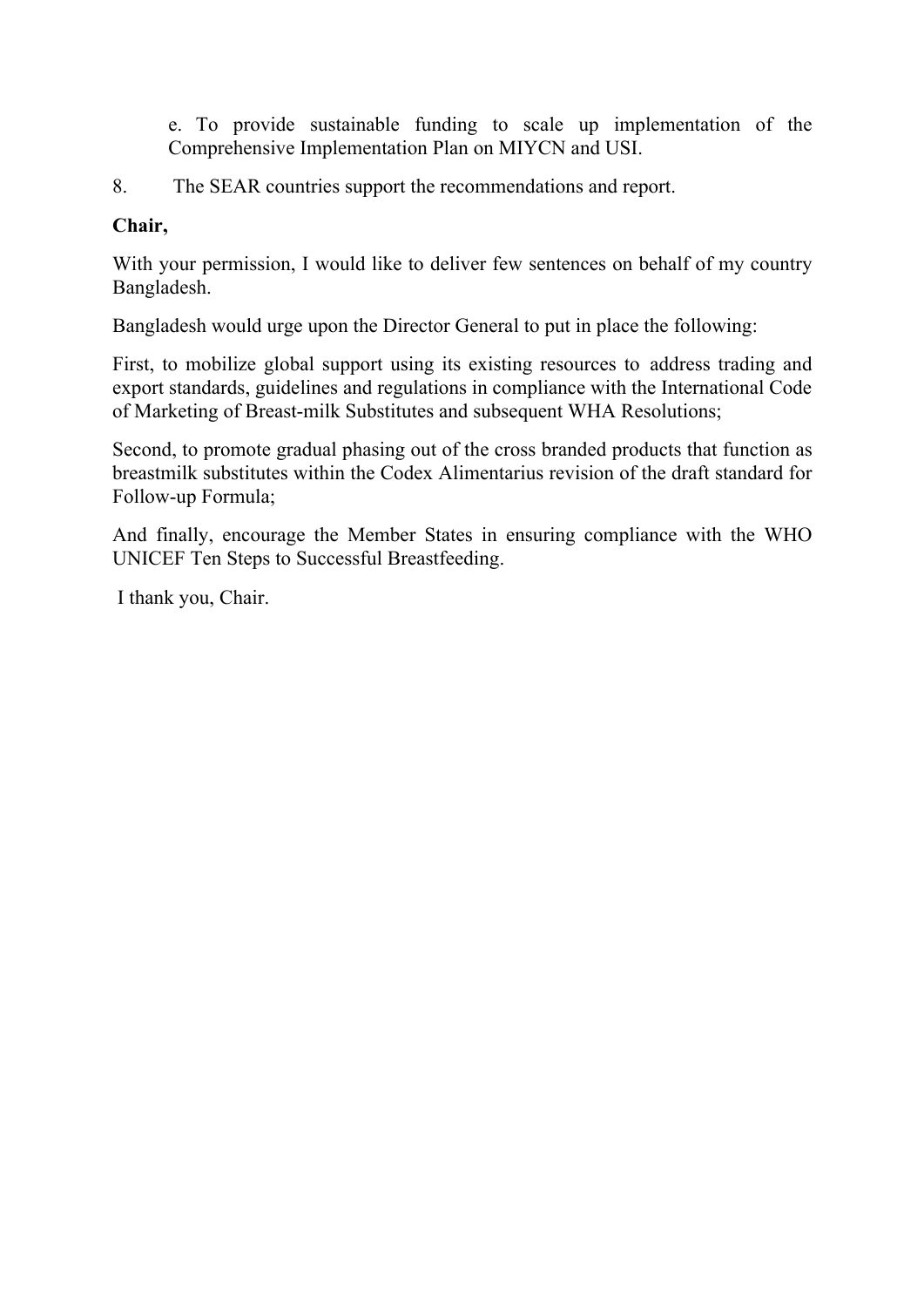e. To provide sustainable funding to scale up implementation of the Comprehensive Implementation Plan on MIYCN and USI.

8. The SEAR countries support the recommendations and report.

**Chair,**

With your permission, I would like to deliver few sentences on behalf of my country Bangladesh.

Bangladesh would urge upon the Director General to put in place the following:

First, to mobilize global support using its existing resources to address trading and export standards, guidelines and regulations in compliance with the International Code of Marketing of Breast-milk Substitutes and subsequent WHA Resolutions;

Second, to promote gradual phasing out of the cross branded products that function as breastmilk substitutes within the Codex Alimentarius revision of the draft standard for Follow-up Formula;

And finally, encourage the Member States in ensuring compliance with the WHO UNICEF Ten Steps to Successful Breastfeeding.

I thank you, Chair.